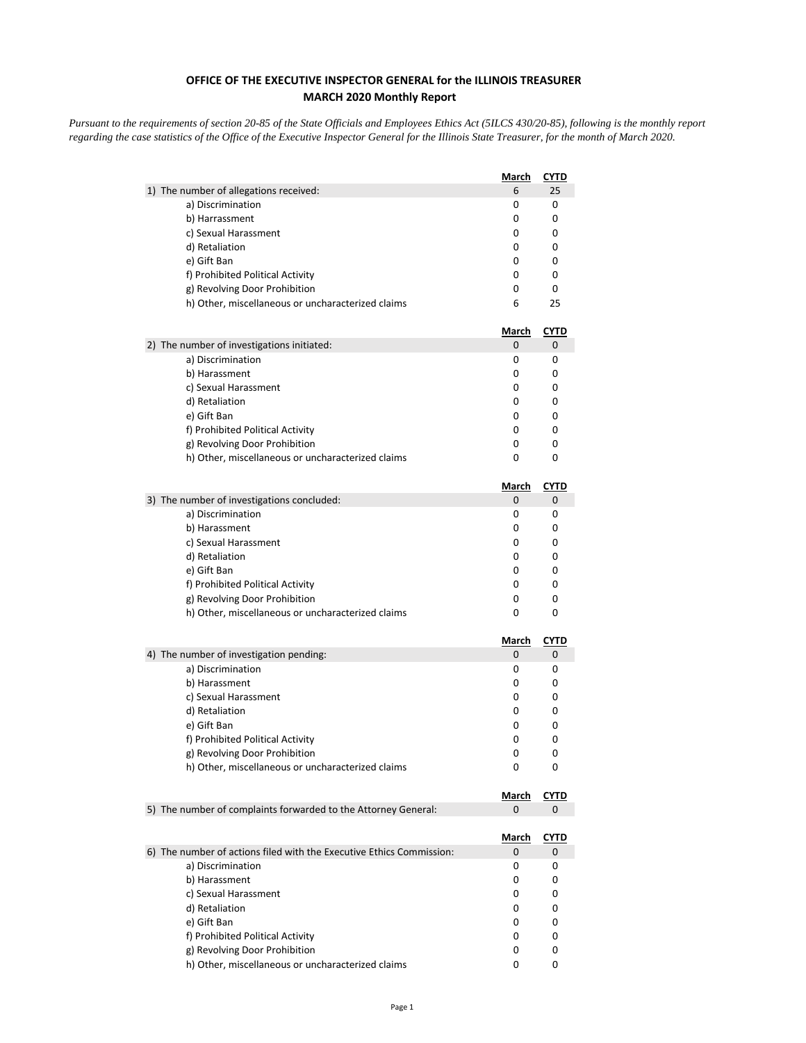**OFFICE OF THE EXECUTIVE INSPECTOR GENERAL for the ILLINOIS TREASURER**
**MARCH 2020 Monthly Report**

*Pursuant to the requirements of section 20-85 of the State Officials and Employees Ethics Act (5ILCS 430/20-85), following is the monthly report regarding the case statistics of the Office of the Executive Inspector General for the Illinois State Treasurer, for the month of March 2020.*

| | March | CYTD |
|---|---|---|
| 1) The number of allegations received: | 6 | 25 |
| a) Discrimination | 0 | 0 |
| b) Harrassment | 0 | 0 |
| c) Sexual Harassment | 0 | 0 |
| d) Retaliation | 0 | 0 |
| e) Gift Ban | 0 | 0 |
| f) Prohibited Political Activity | 0 | 0 |
| g) Revolving Door Prohibition | 0 | 0 |
| h) Other, miscellaneous or uncharacterized claims | 6 | 25 |

| | March | CYTD |
|---|---|---|
| 2) The number of investigations initiated: | 0 | 0 |
| a) Discrimination | 0 | 0 |
| b) Harassment | 0 | 0 |
| c) Sexual Harassment | 0 | 0 |
| d) Retaliation | 0 | 0 |
| e) Gift Ban | 0 | 0 |
| f) Prohibited Political Activity | 0 | 0 |
| g) Revolving Door Prohibition | 0 | 0 |
| h) Other, miscellaneous or uncharacterized claims | 0 | 0 |

| | March | CYTD |
|---|---|---|
| 3) The number of investigations concluded: | 0 | 0 |
| a) Discrimination | 0 | 0 |
| b) Harassment | 0 | 0 |
| c) Sexual Harassment | 0 | 0 |
| d) Retaliation | 0 | 0 |
| e) Gift Ban | 0 | 0 |
| f) Prohibited Political Activity | 0 | 0 |
| g) Revolving Door Prohibition | 0 | 0 |
| h) Other, miscellaneous or uncharacterized claims | 0 | 0 |

| | March | CYTD |
|---|---|---|
| 4) The number of investigation pending: | 0 | 0 |
| a) Discrimination | 0 | 0 |
| b) Harassment | 0 | 0 |
| c) Sexual Harassment | 0 | 0 |
| d) Retaliation | 0 | 0 |
| e) Gift Ban | 0 | 0 |
| f) Prohibited Political Activity | 0 | 0 |
| g) Revolving Door Prohibition | 0 | 0 |
| h) Other, miscellaneous or uncharacterized claims | 0 | 0 |

| | March | CYTD |
|---|---|---|
| 5) The number of complaints forwarded to the Attorney General: | 0 | 0 |

| | March | CYTD |
|---|---|---|
| 6) The number of actions filed with the Executive Ethics Commission: | 0 | 0 |
| a) Discrimination | 0 | 0 |
| b) Harassment | 0 | 0 |
| c) Sexual Harassment | 0 | 0 |
| d) Retaliation | 0 | 0 |
| e) Gift Ban | 0 | 0 |
| f) Prohibited Political Activity | 0 | 0 |
| g) Revolving Door Prohibition | 0 | 0 |
| h) Other, miscellaneous or uncharacterized claims | 0 | 0 |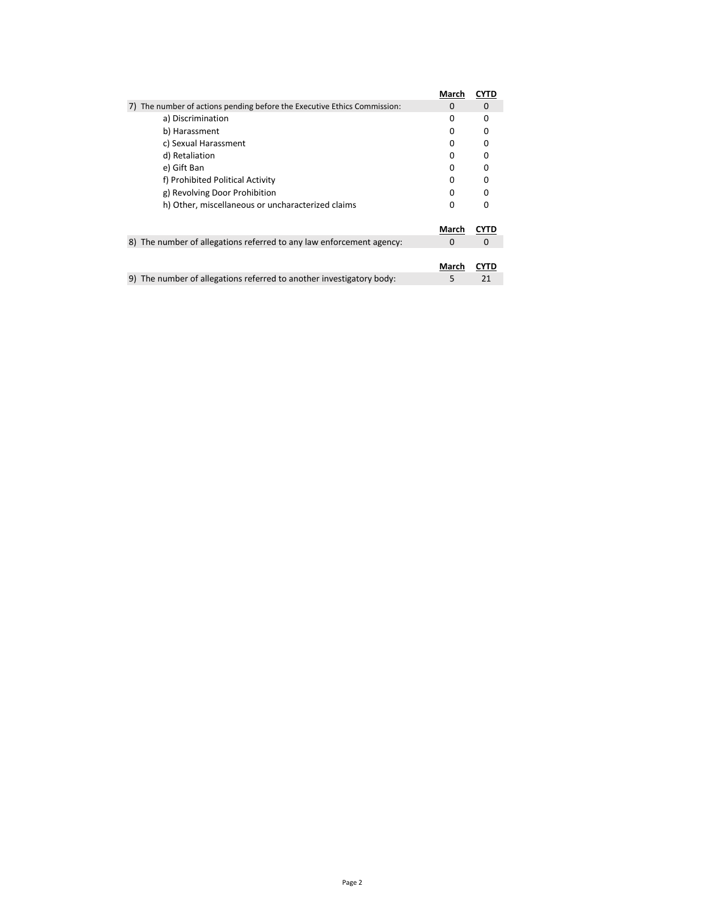| | March | CYTD |
|---|---|---|
| 7) The number of actions pending before the Executive Ethics Commission: | 0 | 0 |
| a) Discrimination | 0 | 0 |
| b) Harassment | 0 | 0 |
| c) Sexual Harassment | 0 | 0 |
| d) Retaliation | 0 | 0 |
| e) Gift Ban | 0 | 0 |
| f) Prohibited Political Activity | 0 | 0 |
| g) Revolving Door Prohibition | 0 | 0 |
| h) Other, miscellaneous or uncharacterized claims | 0 | 0 |

| | March | CYTD |
|---|---|---|
| 8) The number of allegations referred to any law enforcement agency: | 0 | 0 |

| | March | CYTD |
|---|---|---|
| 9) The number of allegations referred to another investigatory body: | 5 | 21 |